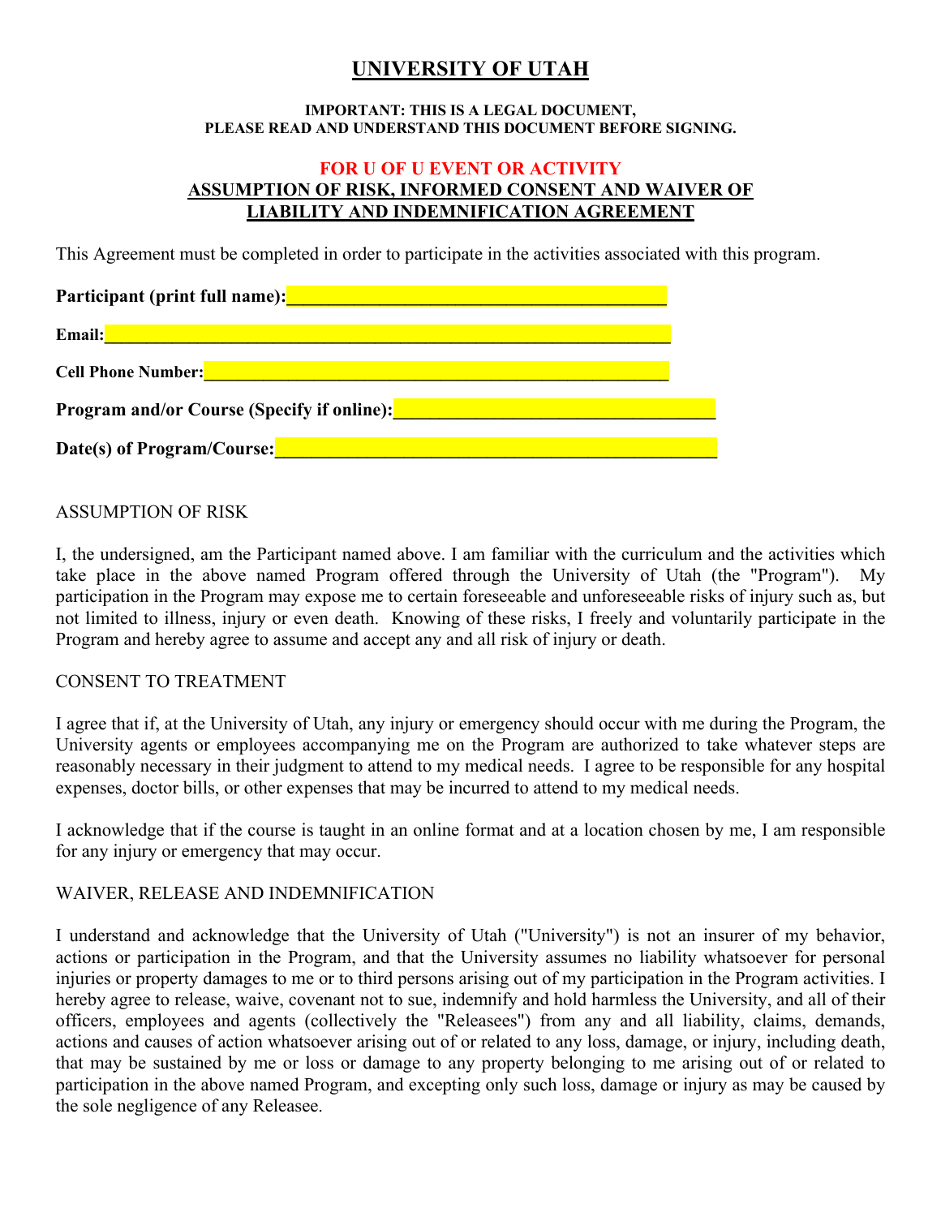# UNIVERSITY OF UTAH

**IMPORTANT: THIS IS A LEGAL DOCUMENT,**
**PLEASE READ AND UNDERSTAND THIS DOCUMENT BEFORE SIGNING.**

## FOR U OF U EVENT OR ACTIVITY
## ASSUMPTION OF RISK, INFORMED CONSENT AND WAIVER OF LIABILITY AND INDEMNIFICATION AGREEMENT

This Agreement must be completed in order to participate in the activities associated with this program.

**Participant (print full name):**_____________________________________________

**Email:**_________________________________________________________________

**Cell Phone Number:**_____________________________________________________

**Program and/or Course (Specify if online):**____________________________________

**Date(s) of Program/Course:**_______________________________________________

ASSUMPTION OF RISK

I, the undersigned, am the Participant named above. I am familiar with the curriculum and the activities which take place in the above named Program offered through the University of Utah (the "Program"). My participation in the Program may expose me to certain foreseeable and unforeseeable risks of injury such as, but not limited to illness, injury or even death. Knowing of these risks, I freely and voluntarily participate in the Program and hereby agree to assume and accept any and all risk of injury or death.

CONSENT TO TREATMENT

I agree that if, at the University of Utah, any injury or emergency should occur with me during the Program, the University agents or employees accompanying me on the Program are authorized to take whatever steps are reasonably necessary in their judgment to attend to my medical needs. I agree to be responsible for any hospital expenses, doctor bills, or other expenses that may be incurred to attend to my medical needs.

I acknowledge that if the course is taught in an online format and at a location chosen by me, I am responsible for any injury or emergency that may occur.

WAIVER, RELEASE AND INDEMNIFICATION

I understand and acknowledge that the University of Utah ("University") is not an insurer of my behavior, actions or participation in the Program, and that the University assumes no liability whatsoever for personal injuries or property damages to me or to third persons arising out of my participation in the Program activities. I hereby agree to release, waive, covenant not to sue, indemnify and hold harmless the University, and all of their officers, employees and agents (collectively the "Releasees") from any and all liability, claims, demands, actions and causes of action whatsoever arising out of or related to any loss, damage, or injury, including death, that may be sustained by me or loss or damage to any property belonging to me arising out of or related to participation in the above named Program, and excepting only such loss, damage or injury as may be caused by the sole negligence of any Releasee.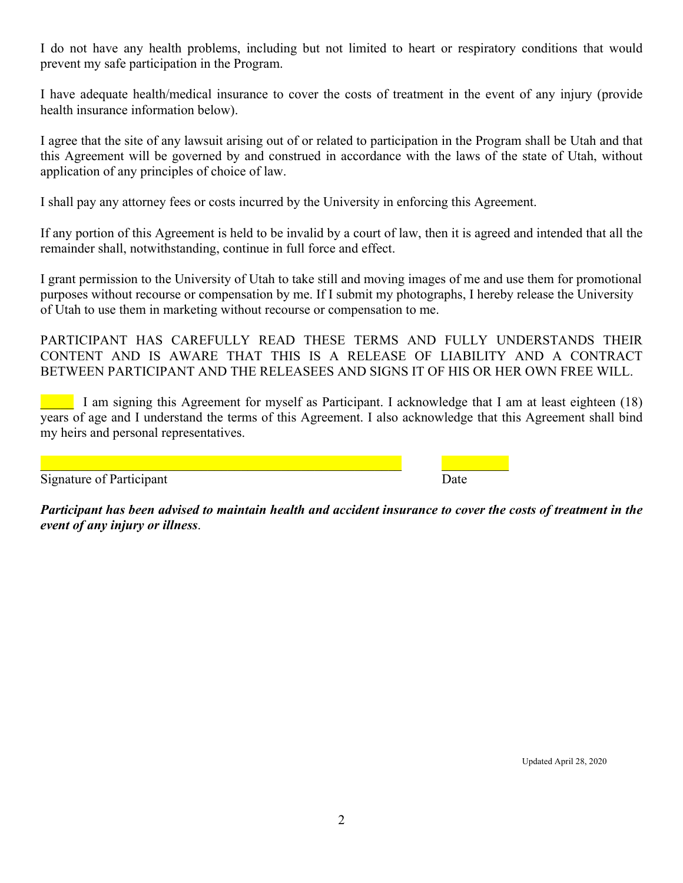I do not have any health problems, including but not limited to heart or respiratory conditions that would prevent my safe participation in the Program.

I have adequate health/medical insurance to cover the costs of treatment in the event of any injury (provide health insurance information below).

I agree that the site of any lawsuit arising out of or related to participation in the Program shall be Utah and that this Agreement will be governed by and construed in accordance with the laws of the state of Utah, without application of any principles of choice of law.

I shall pay any attorney fees or costs incurred by the University in enforcing this Agreement.

If any portion of this Agreement is held to be invalid by a court of law, then it is agreed and intended that all the remainder shall, notwithstanding, continue in full force and effect.

I grant permission to the University of Utah to take still and moving images of me and use them for promotional purposes without recourse or compensation by me. If I submit my photographs, I hereby release the University of Utah to use them in marketing without recourse or compensation to me.

PARTICIPANT HAS CAREFULLY READ THESE TERMS AND FULLY UNDERSTANDS THEIR CONTENT AND IS AWARE THAT THIS IS A RELEASE OF LIABILITY AND A CONTRACT BETWEEN PARTICIPANT AND THE RELEASEES AND SIGNS IT OF HIS OR HER OWN FREE WILL.

_____ I am signing this Agreement for myself as Participant. I acknowledge that I am at least eighteen (18) years of age and I understand the terms of this Agreement. I also acknowledge that this Agreement shall bind my heirs and personal representatives.

_______________________________________________ __________

Signature of Participant Date

***Participant has been advised to maintain health and accident insurance to cover the costs of treatment in the event of any injury or illness***.

Updated April 28, 2020